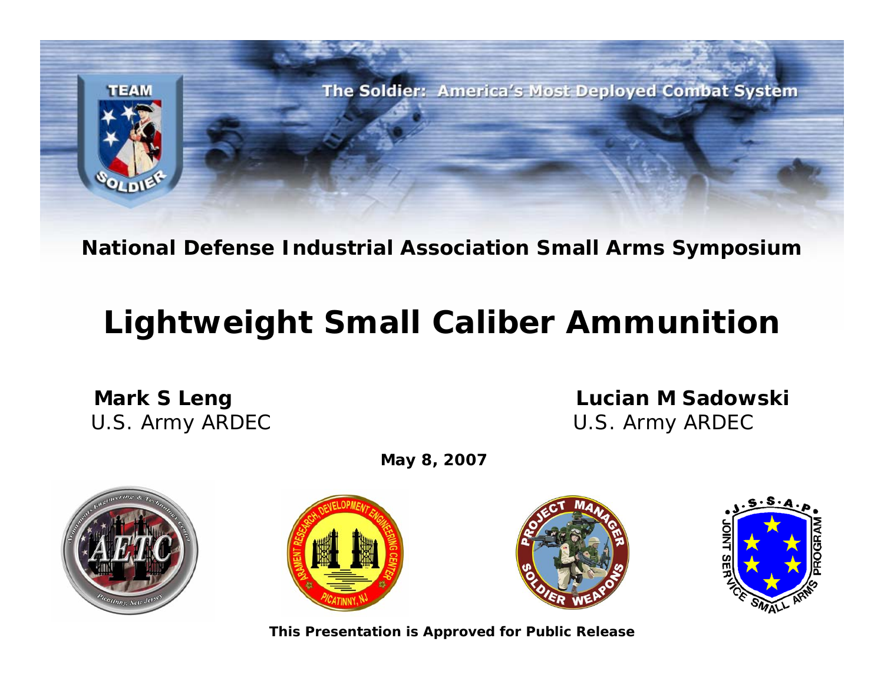The Soldier: America's Most Deployed Combat System

**National Defense Industrial Association Small Arms Symposium**

# Lightweight Small Caliber Ammunition

**Mark S Leng**
U.S. Army ARDEC

**Lucian M Sadowski**
U.S. Army ARDEC

**May 8, 2007**

**This Presentation is Approved for Public Release**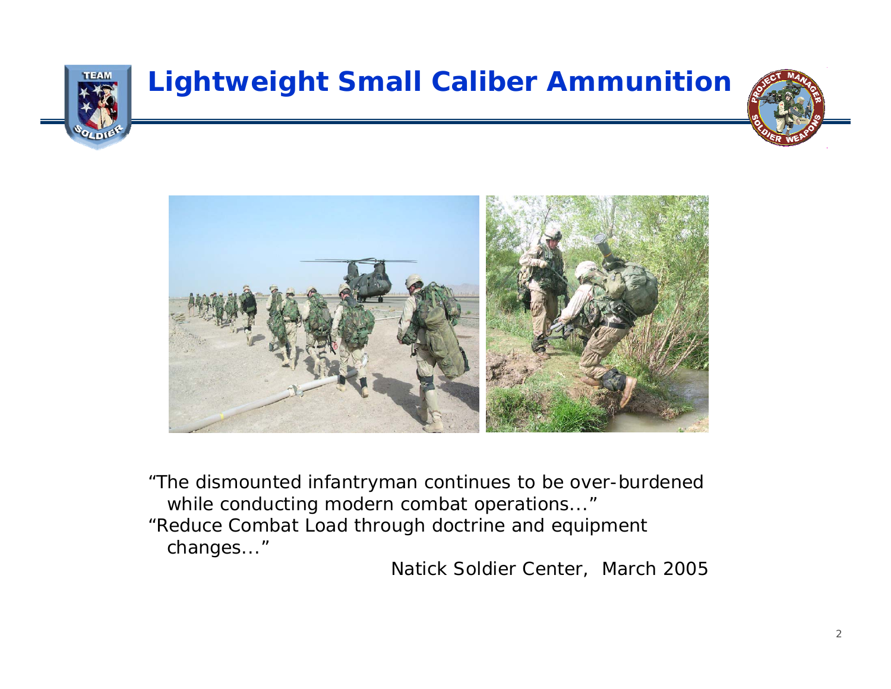# Lightweight Small Caliber Ammunition

"The dismounted infantryman continues to be over-burdened while conducting modern combat operations..."

"Reduce Combat Load through doctrine and equipment changes..."

Natick Soldier Center, March 2005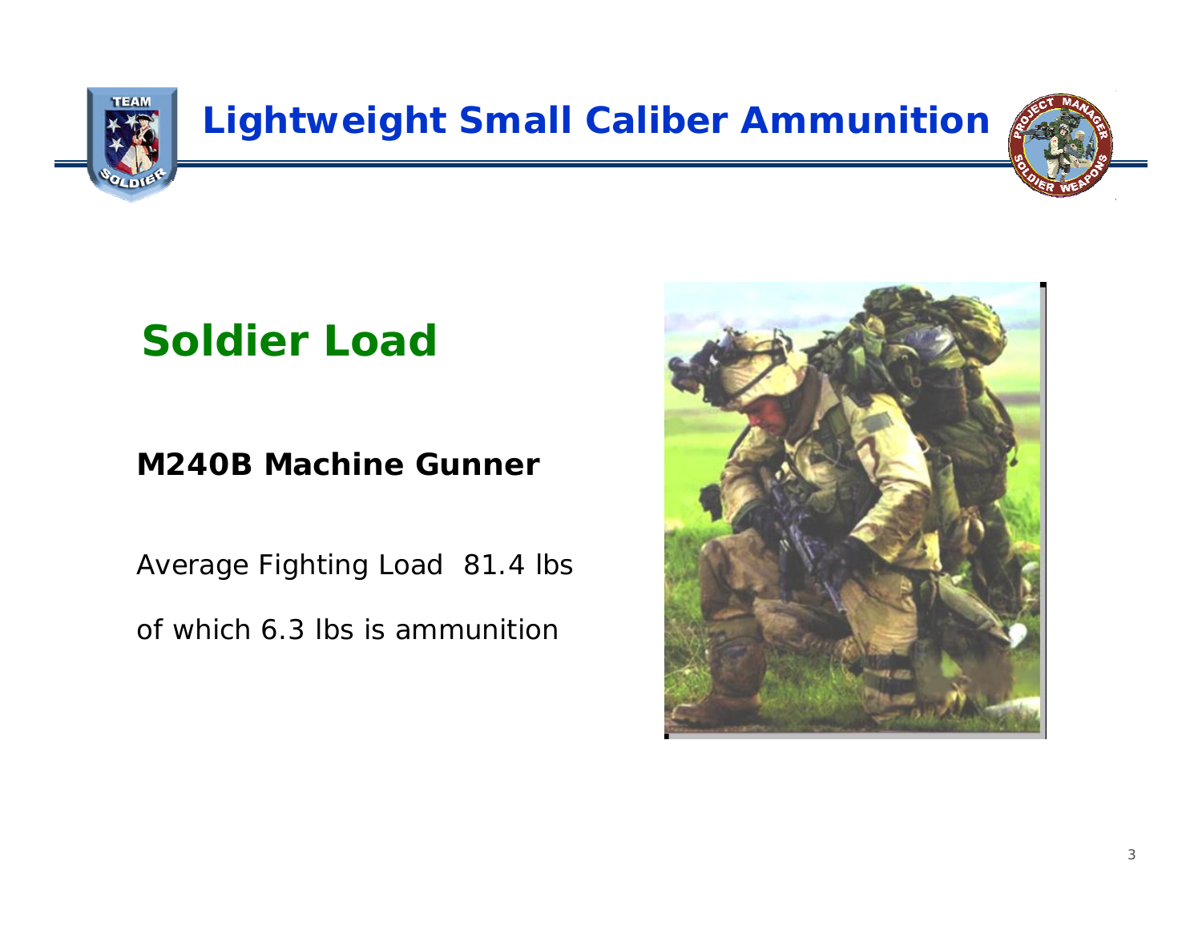# Lightweight Small Caliber Ammunition

## Soldier Load

**M240B Machine Gunner**

Average Fighting Load 81.4 lbs

of which 6.3 lbs is ammunition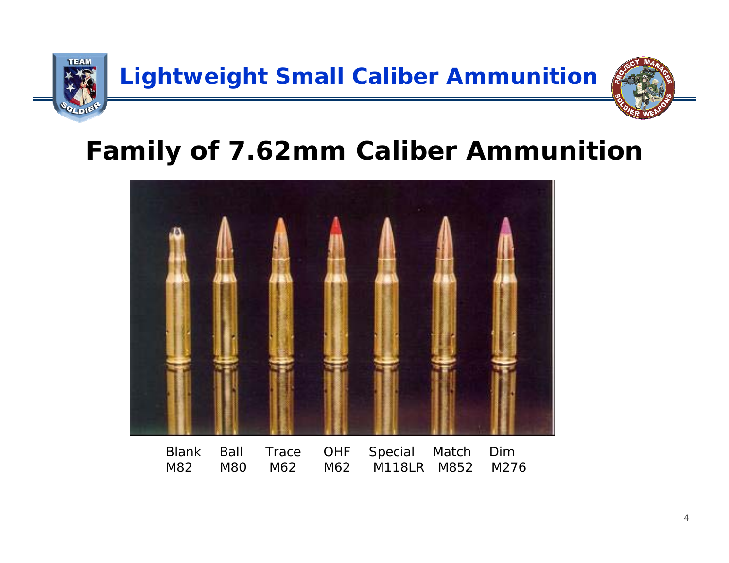# Lightweight Small Caliber Ammunition

## Family of 7.62mm Caliber Ammunition

| Blank | Ball | Trace | OHF | Special | Match | Dim |
|---|---|---|---|---|---|---|
| M82 | M80 | M62 | M62 | M118LR | M852 | M276 |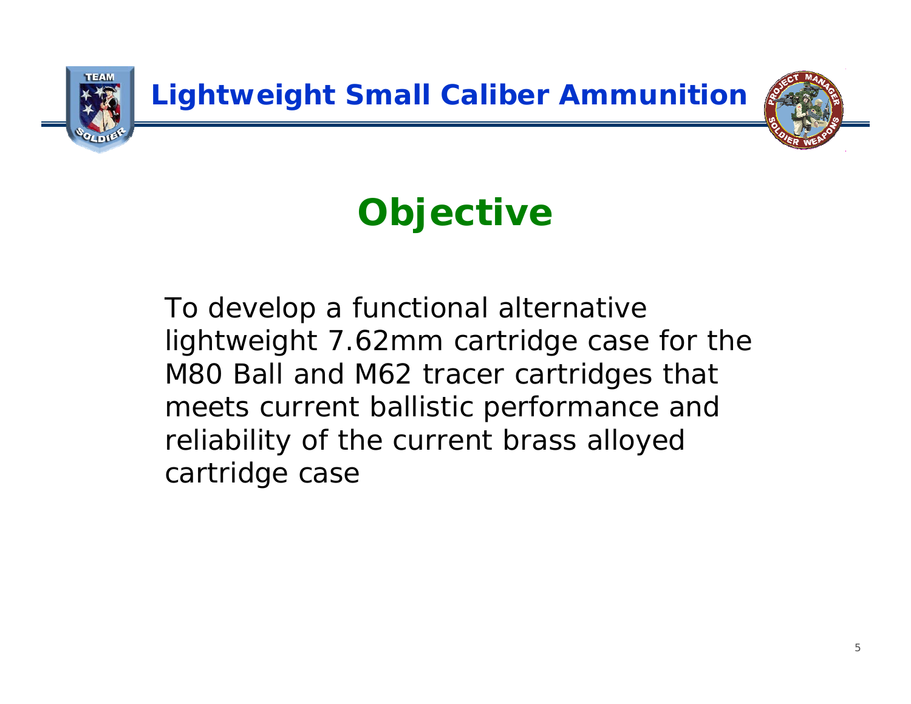# Objective

To develop a functional alternative lightweight 7.62mm cartridge case for the M80 Ball and M62 tracer cartridges that meets current ballistic performance and reliability of the current brass alloyed cartridge case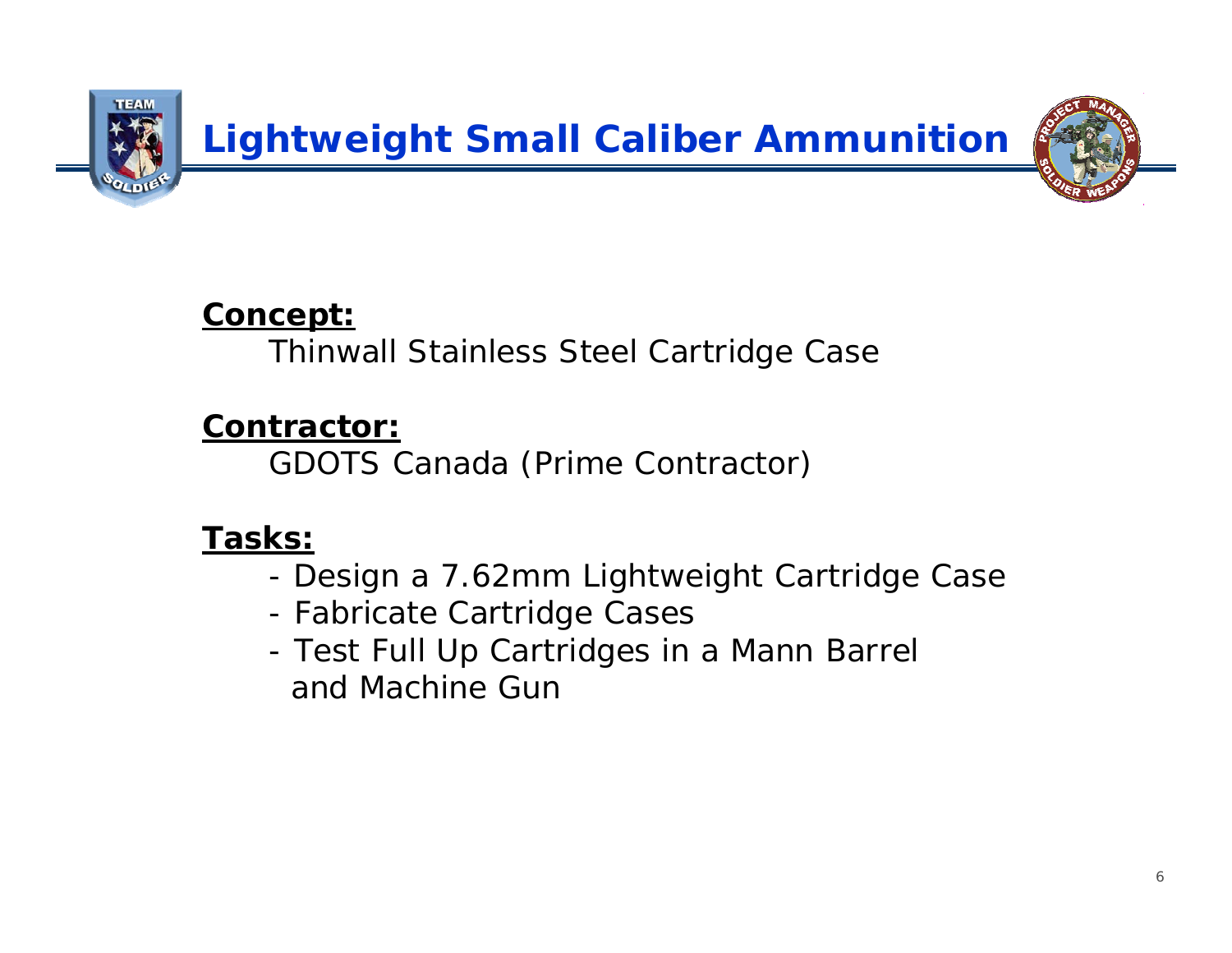# Lightweight Small Caliber Ammunition

**Concept:**

Thinwall Stainless Steel Cartridge Case

**Contractor:**

GDOTS Canada (Prime Contractor)

**Tasks:**

- Design a 7.62mm Lightweight Cartridge Case
- Fabricate Cartridge Cases
- Test Full Up Cartridges in a Mann Barrel and Machine Gun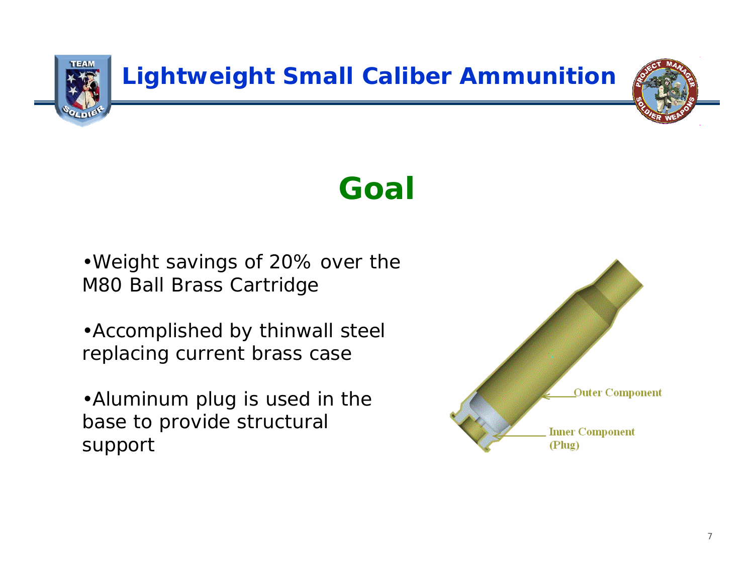# Lightweight Small Caliber Ammunition

## Goal

- Weight savings of 20% over the M80 Ball Brass Cartridge
- Accomplished by thinwall steel replacing current brass case
- Aluminum plug is used in the base to provide structural support

Outer Component

Inner Component (Plug)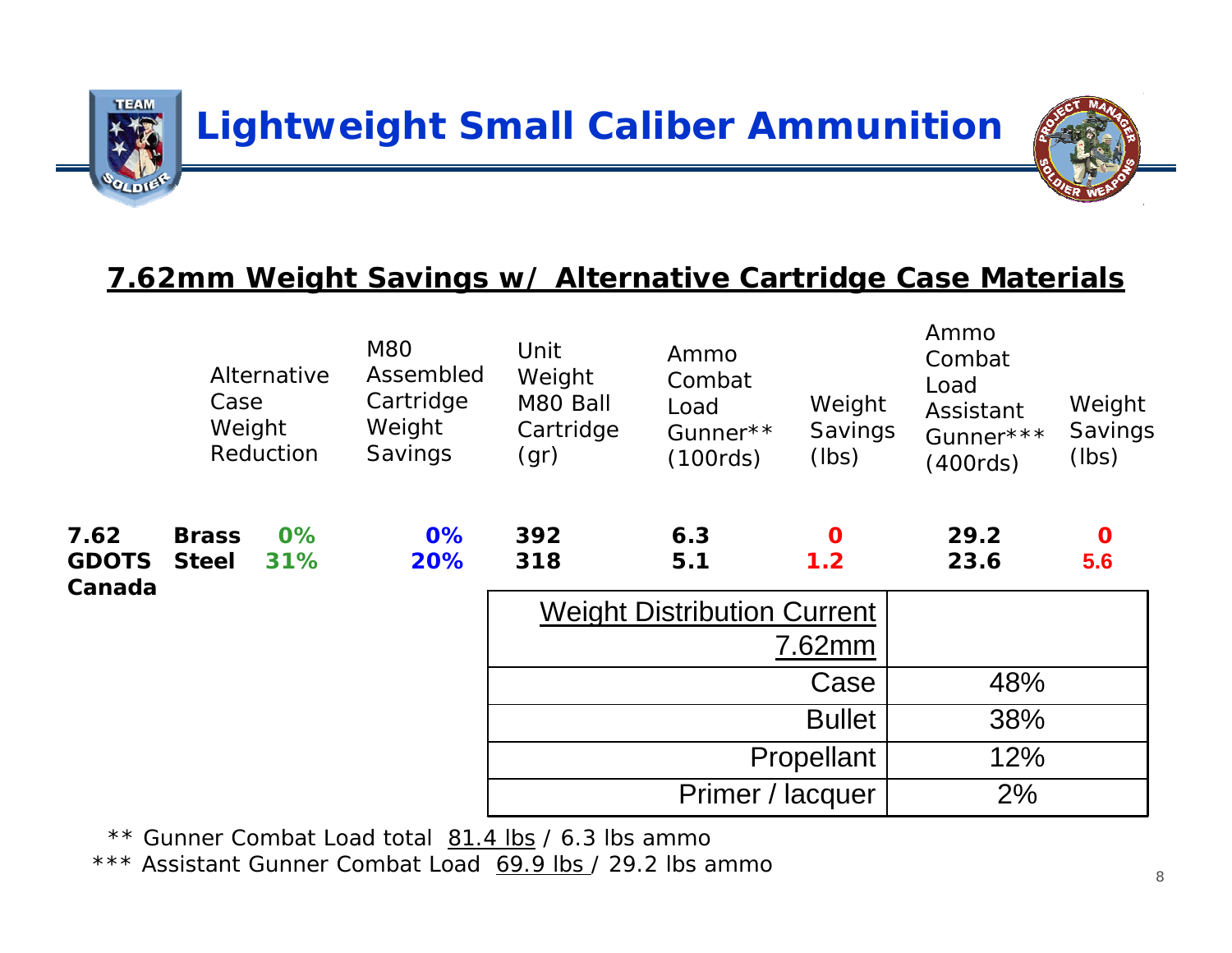# Lightweight Small Caliber Ammunition

## 7.62mm Weight Savings w/ Alternative Cartridge Case Materials

| | | Alternative Case Weight Reduction | M80 Assembled Cartridge Weight Savings | Unit Weight M80 Ball Cartridge (gr) | Ammo Combat Load Gunner** (100rds) | Weight Savings (lbs) | Ammo Combat Load Assistant Gunner*** (400rds) | Weight Savings (lbs) |
|---|---|---|---|---|---|---|---|---|
| **7.62** | **Brass** | **0%** | **0%** | **392** | **6.3** | **0** | **29.2** | **0** |
| **GDOTS Canada** | **Steel** | **31%** | **20%** | **318** | **5.1** | **1.2** | **23.6** | **5.6** |

| Weight Distribution Current 7.62mm | |
|---|---|
| Case | 48% |
| Bullet | 38% |
| Propellant | 12% |
| Primer / lacquer | 2% |

** Gunner Combat Load total 81.4 lbs / 6.3 lbs ammo

*** Assistant Gunner Combat Load 69.9 lbs / 29.2 lbs ammo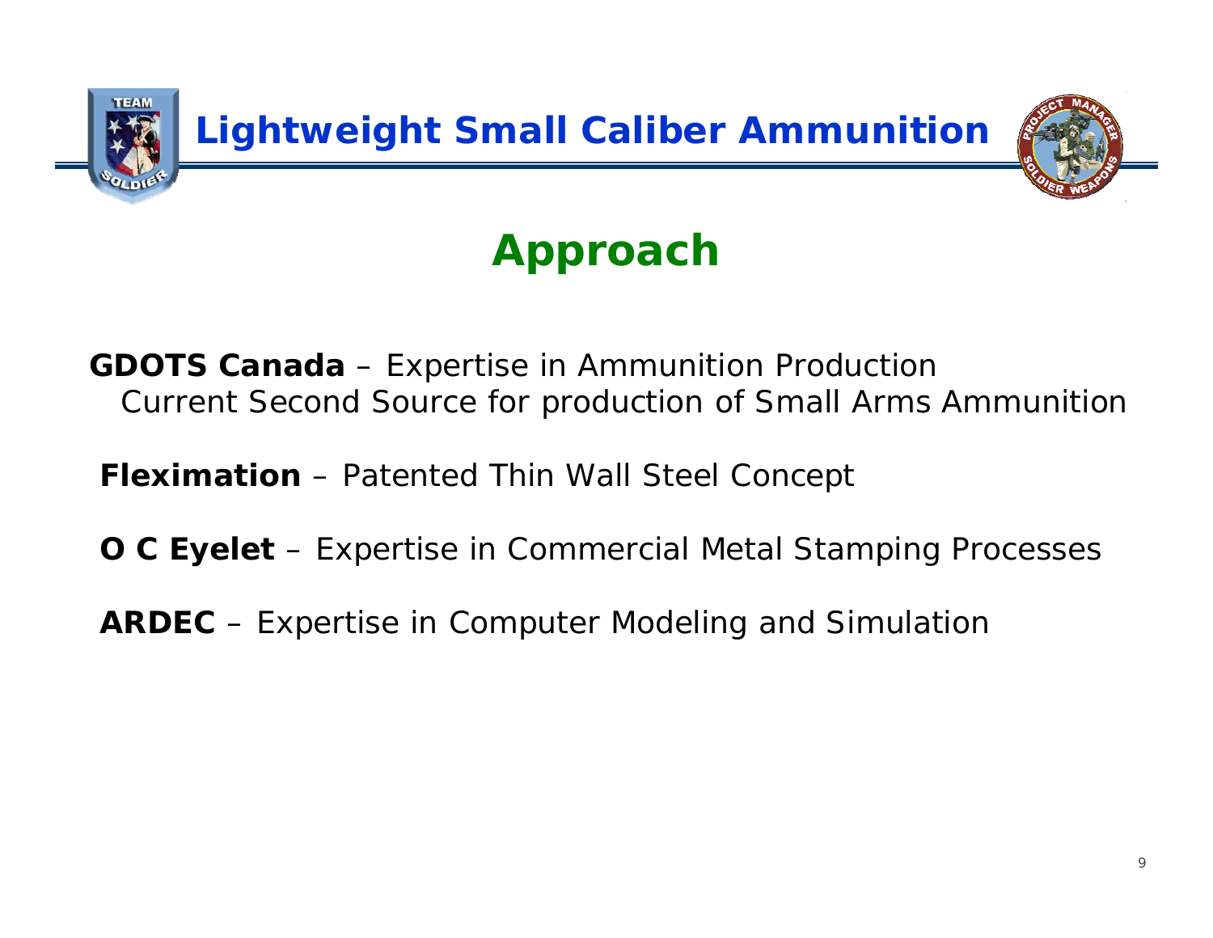# Lightweight Small Caliber Ammunition

## Approach

**GDOTS Canada** – Expertise in Ammunition Production
Current Second Source for production of Small Arms Ammunition

**Fleximation** – Patented Thin Wall Steel Concept

**O C Eyelet** – Expertise in Commercial Metal Stamping Processes

**ARDEC** – Expertise in Computer Modeling and Simulation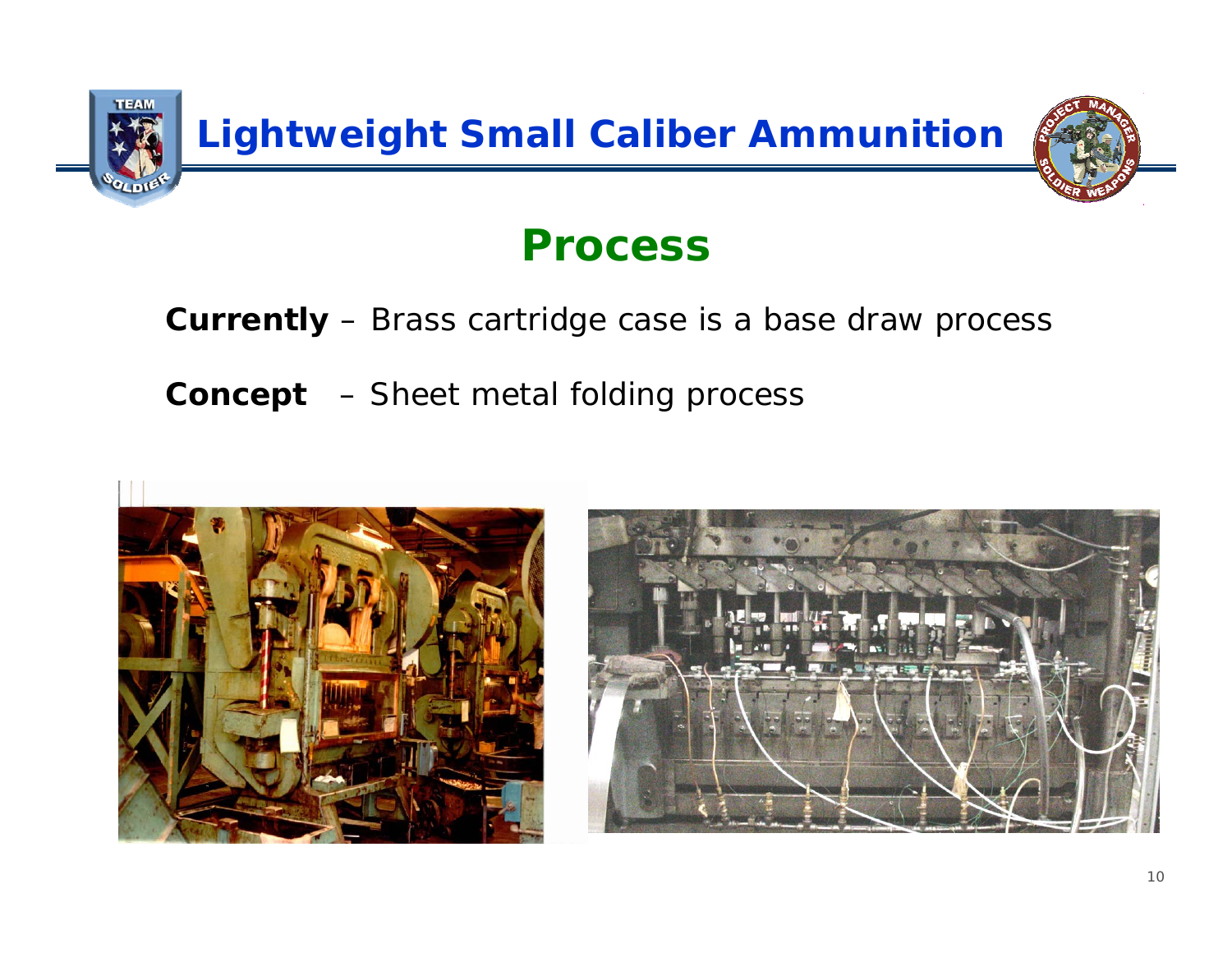# Lightweight Small Caliber Ammunition

## Process

**Currently** – Brass cartridge case is a base draw process

**Concept** – Sheet metal folding process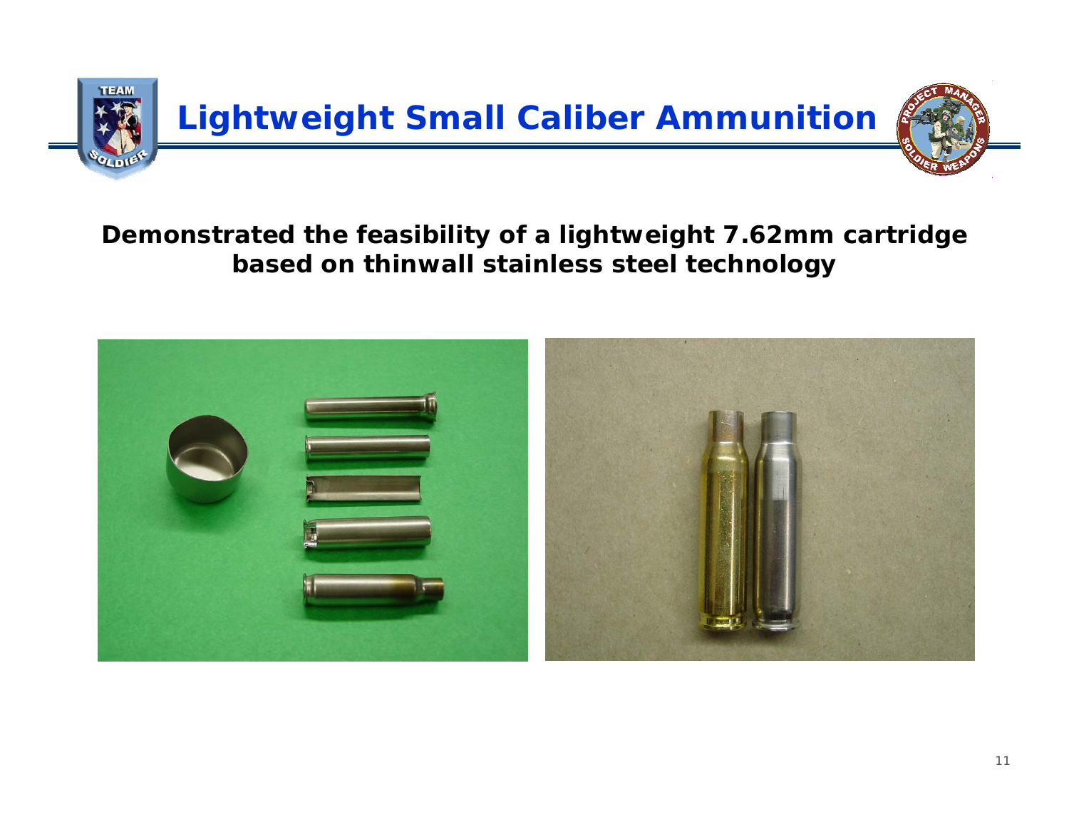# Lightweight Small Caliber Ammunition

**Demonstrated the feasibility of a lightweight 7.62mm cartridge based on thinwall stainless steel technology**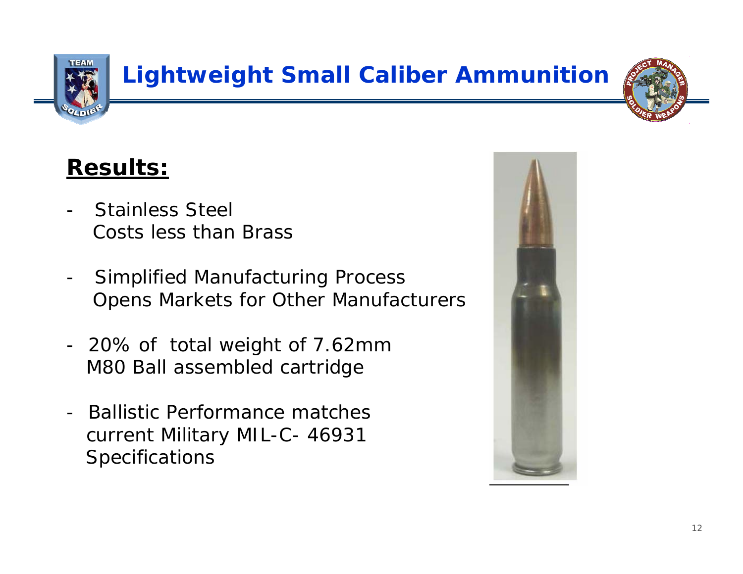# Lightweight Small Caliber Ammunition

## Results:

- Stainless Steel
  Costs less than Brass

- Simplified Manufacturing Process
  Opens Markets for Other Manufacturers

- 20% of total weight of 7.62mm
  M80 Ball assembled cartridge

- Ballistic Performance matches
  current Military MIL-C- 46931
  Specifications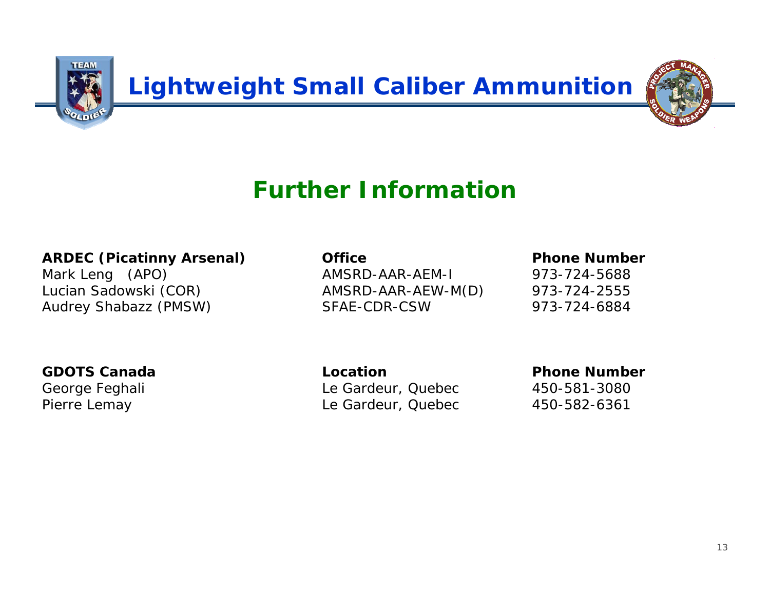# Lightweight Small Caliber Ammunition

## Further Information

| ARDEC (Picatinny Arsenal) | Office | Phone Number |
|---|---|---|
| Mark Leng (APO) | AMSRD-AAR-AEM-I | 973-724-5688 |
| Lucian Sadowski (COR) | AMSRD-AAR-AEW-M(D) | 973-724-2555 |
| Audrey Shabazz (PMSW) | SFAE-CDR-CSW | 973-724-6884 |

| GDOTS Canada | Location | Phone Number |
|---|---|---|
| George Feghali | Le Gardeur, Quebec | 450-581-3080 |
| Pierre Lemay | Le Gardeur, Quebec | 450-582-6361 |